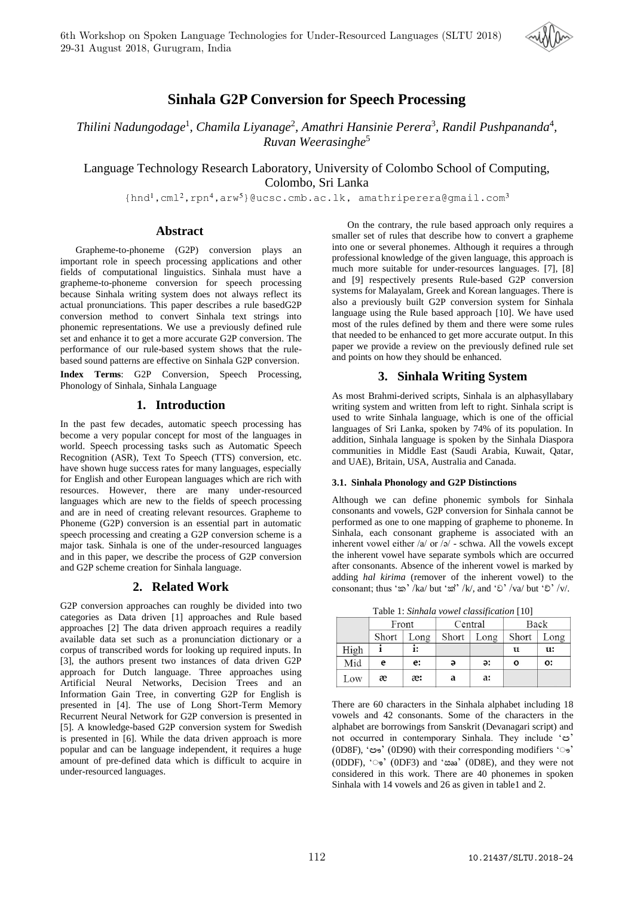# Sinhala G2P Conversion for Speech Processing

*Thilini Nadungodage*[1], *Chamila Liyanage*[2], *Amathri Hansinie Perera*[3], *Randil Pushpananda*[4], *Ruvan Weerasinghe*[5]

Language Technology Research Laboratory, University of Colombo School of Computing, Colombo, Sri Lanka

{hnd[1],cml[2],rpn[4],arw[5]}@ucsc.cmb.ac.lk, amathriperera@gmail.com[3]

## Abstract

Grapheme-to-phoneme (G2P) conversion plays an important role in speech processing applications and other fields of computational linguistics. Sinhala must have a grapheme-to-phoneme conversion for speech processing because Sinhala writing system does not always reflect its actual pronunciations. This paper describes a rule basedG2P conversion method to convert Sinhala text strings into phonemic representations. We use a previously defined rule set and enhance it to get a more accurate G2P conversion. The performance of our rule-based system shows that the rule-based sound patterns are effective on Sinhala G2P conversion.

**Index Terms**: G2P Conversion, Speech Processing, Phonology of Sinhala, Sinhala Language

## 1. Introduction

In the past few decades, automatic speech processing has become a very popular concept for most of the languages in world. Speech processing tasks such as Automatic Speech Recognition (ASR), Text To Speech (TTS) conversion, etc. have shown huge success rates for many languages, especially for English and other European languages which are rich with resources. However, there are many under-resourced languages which are new to the fields of speech processing and are in need of creating relevant resources. Grapheme to Phoneme (G2P) conversion is an essential part in automatic speech processing and creating a G2P conversion scheme is a major task. Sinhala is one of the under-resourced languages and in this paper, we describe the process of G2P conversion and G2P scheme creation for Sinhala language.

## 2. Related Work

G2P conversion approaches can roughly be divided into two categories as Data driven [1] approaches and Rule based approaches [2] The data driven approach requires a readily available data set such as a pronunciation dictionary or a corpus of transcribed words for looking up required inputs. In [3], the authors present two instances of data driven G2P approach for Dutch language. Three approaches using Artificial Neural Networks, Decision Trees and an Information Gain Tree, in converting G2P for English is presented in [4]. The use of Long Short-Term Memory Recurrent Neural Network for G2P conversion is presented in [5]. A knowledge-based G2P conversion system for Swedish is presented in [6]. While the data driven approach is more popular and can be language independent, it requires a huge amount of pre-defined data which is difficult to acquire in under-resourced languages.

On the contrary, the rule based approach only requires a smaller set of rules that describe how to convert a grapheme into one or several phonemes. Although it requires a through professional knowledge of the given language, this approach is much more suitable for under-resources languages. [7], [8] and [9] respectively presents Rule-based G2P conversion systems for Malayalam, Greek and Korean languages. There is also a previously built G2P conversion system for Sinhala language using the Rule based approach [10]. We have used most of the rules defined by them and there were some rules that needed to be enhanced to get more accurate output. In this paper we provide a review on the previously defined rule set and points on how they should be enhanced.

## 3. Sinhala Writing System

As most Brahmi-derived scripts, Sinhala is an alphasyllabary writing system and written from left to right. Sinhala script is used to write Sinhala language, which is one of the official languages of Sri Lanka, spoken by 74% of its population. In addition, Sinhala language is spoken by the Sinhala Diaspora communities in Middle East (Saudi Arabia, Kuwait, Qatar, and UAE), Britain, USA, Australia and Canada.

### 3.1. Sinhala Phonology and G2P Distinctions

Although we can define phonemic symbols for Sinhala consonants and vowels, G2P conversion for Sinhala cannot be performed as one to one mapping of grapheme to phoneme. In Sinhala, each consonant grapheme is associated with an inherent vowel either /a/ or /ə/ - schwa. All the vowels except the inherent vowel have separate symbols which are occurred after consonants. Absence of the inherent vowel is marked by adding *hal kirima* (remover of the inherent vowel) to the consonant; thus 'ක' /ka/ but 'ක්' /k/, and 'ව' /va/ but 'ව්' /v/.

Table 1: *Sinhala vowel classification* [10]

| | Front | | Central | | Back | |
|---|---|---|---|---|---|---|
| | Short | Long | Short | Long | Short | Long |
| High | i | iː | | | u | uː |
| Mid | e | eː | ə | əː | o | oː |
| Low | æ | æː | a | aː | | |

There are 60 characters in the Sinhala alphabet including 18 vowels and 42 consonants. Some of the characters in the alphabet are borrowings from Sanskrit (Devanagari script) and not occurred in contemporary Sinhala. They include 'ඏ' (0D8F), 'ඐ' (0D90) with their corresponding modifiers 'ෟ' (0DDF), 'ෳ' (0DF3) and 'ඎ' (0D8E), and they were not considered in this work. There are 40 phonemes in spoken Sinhala with 14 vowels and 26 as given in table1 and 2.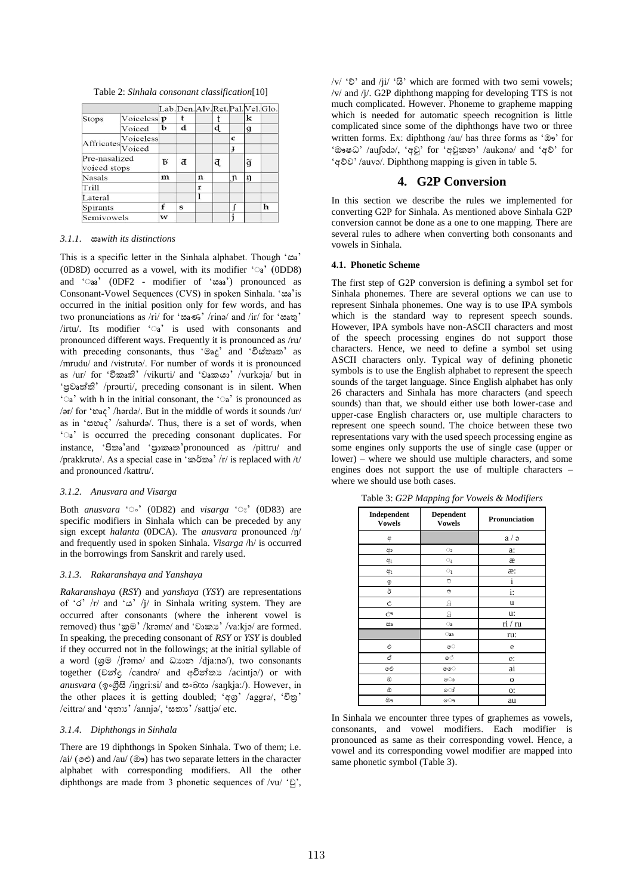Table 2: *Sinhala consonant classification*[10]

| | | Lab. | Den. | Alv. | Ret. | Pal. | Vel. | Glo. |
|---|---|---|---|---|---|---|---|---|
| Stops | Voiceless | p | t | | ʈ | | k | |
| | Voiced | b | d | | ɖ | | g | |
| Affricates | Voiceless | | | | | c | | |
| | Voiced | | | | | ɟ | | |
| Pre-nasalized voiced stops | | ᵐb | ⁿd | | ⁿɖ | | ᵑg | |
| Nasals | | m | | n | | ɲ | ŋ | |
| Trill | | | | r | | | | |
| Lateral | | | | l | | | | |
| Spirants | | f | s | | | ʃ | | h |
| Semivowels | | w | | | | j | | |

#### 3.1.1. ඍ with its distinctions

This is a specific letter in the Sinhala alphabet. Though 'ඍ' (0D8D) occurred as a vowel, with its modifier 'ෘ' (0DD8) and 'ෲ' (0DF2 - modifier of 'ඎ') pronounced as Consonant-Vowel Sequences (CVS) in spoken Sinhala. 'ඍ' is occurred in the initial position only for few words, and has two pronunciations as /ri/ for 'ඍණ' /rinə/ and /ir/ for 'ඍතු' /irtu/. Its modifier 'ෘ' is used with consonants and pronounced different ways. Frequently it is pronounced as /ru/ with preceding consonants, thus 'මෘදු' and 'විස්තෘත' as /mrudu/ and /vistrutə/. For number of words it is pronounced as /ur/ for 'විකෘති' /vikurti/ and 'වෘකයා' /vurkəja/ but in 'ප්‍රවෘත්ති' /prəurti/, preceding consonant is in silent. When 'ෘ' with h in the initial consonant, the 'ෘ' is pronounced as /ər/ for 'හෘද' /hərdə/. But in the middle of words it sounds /ur/ as in 'සහෘද' /sahurdə/. Thus, there is a set of words, when 'ෘ' is occurred the preceding consonant duplicates. For instance, 'පිතෘ' and 'ප්‍රාකෘත' pronounced as /pittru/ and /prakkrutə/. As a special case in 'කර්තෘ' /r/ is replaced with /t/ and pronounced /kattru/.

#### 3.1.2. Anusvara and Visarga

Both *anusvara* 'ං' (0D82) and *visarga* 'ඃ' (0D83) are specific modifiers in Sinhala which can be preceded by any sign except *halanta* (0DCA). The *anusvara* pronounced /ŋ/ and frequently used in spoken Sinhala. *Visarga* /h/ is occurred in the borrowings from Sanskrit and rarely used.

#### 3.1.3. Rakaranshaya and Yanshaya

*Rakaranshaya* (*RSY*) and *yanshaya* (*YSY*) are representations of 'ර' /r/ and 'ය' /j/ in Sinhala writing system. They are occurred after consonants (where the inherent vowel is removed) thus 'ක්‍රම' /krəmə/ and 'වාක්‍ය' /va:kjə/ are formed. In speaking, the preceding consonant of *RSY* or *YSY* is doubled if they occurred not in the followings; at the initial syllable of a word (ශ්‍රම /ʃrəmə/ and ධ්‍යාන /dja:nə/), two consonants together (චන්ද්‍ර /candrə/ and අචින්ත්‍ය /acintjə/) or with *anusvara* (ඉංග්‍රීසි /iŋgri:si/ and සංඛ්‍යා /saŋkja:/). However, in the other places it is getting doubled; 'අග්‍ර' /aggrə/, 'චිත්‍ර' /cittrə/ and 'අන්‍ය' /annjə/, 'සත්‍ය' /sattjə/ etc.

#### 3.1.4. Diphthongs in Sinhala

There are 19 diphthongs in Spoken Sinhala. Two of them; i.e. /ai/ (ඓ) and /au/ (ඖ) has two separate letters in the character alphabet with corresponding modifiers. All the other diphthongs are made from 3 phonetic sequences of /vu/ 'වු', /v/ 'ව' and /ji/ 'යි' which are formed with two semi vowels; /v/ and /j/. G2P diphthong mapping for developing TTS is not much complicated. However. Phoneme to grapheme mapping which is needed for automatic speech recognition is little complicated since some of the diphthongs have two or three written forms. Ex: diphthong /au/ has three forms as 'ඖ' for 'ඖෂධ' /auʃədə/, 'අවු' for 'අවුකන' /aukənə/ and 'අව්' for 'අව්ව' /auvə/. Diphthong mapping is given in table 5.

## 4. G2P Conversion

In this section we describe the rules we implemented for converting G2P for Sinhala. As mentioned above Sinhala G2P conversion cannot be done as a one to one mapping. There are several rules to adhere when converting both consonants and vowels in Sinhala.

### 4.1. Phonetic Scheme

The first step of G2P conversion is defining a symbol set for Sinhala phonemes. There are several options we can use to represent Sinhala phonemes. One way is to use IPA symbols which is the standard way to represent speech sounds. However, IPA symbols have non-ASCII characters and most of the speech processing engines do not support those characters. Hence, we need to define a symbol set using ASCII characters only. Typical way of defining phonetic symbols is to use the English alphabet to represent the speech sounds of the target language. Since English alphabet has only 26 characters and Sinhala has more characters (and speech sounds) than that, we should either use both lower-case and upper-case English characters or, use multiple characters to represent one speech sound. The choice between these two representations vary with the used speech processing engine as some engines only supports the use of single case (upper or lower) – where we should use multiple characters, and some engines does not support the use of multiple characters – where we should use both cases.

Table 3: *G2P Mapping for Vowels & Modifiers*

| Independent Vowels | Dependent Vowels | Pronunciation |
|---|---|---|
| අ | | a / ə |
| ආ | ා | a: |
| ඇ | ැ | æ |
| ඈ | ෑ | æ: |
| ඉ | ි | i |
| ඊ | ී | i: |
| උ | ු | u |
| ඌ | ූ | u: |
| ඍ | ෘ | ri / ru |
| | ෲ | ru: |
| එ | ෙ | e |
| ඒ | ේ | e: |
| ඓ | ෛ | ai |
| ඔ | ො | o |
| ඕ | ෝ | o: |
| ඖ | ෞ | au |

In Sinhala we encounter three types of graphemes as vowels, consonants, and vowel modifiers. Each modifier is pronounced as same as their corresponding vowel. Hence, a vowel and its corresponding vowel modifier are mapped into same phonetic symbol (Table 3).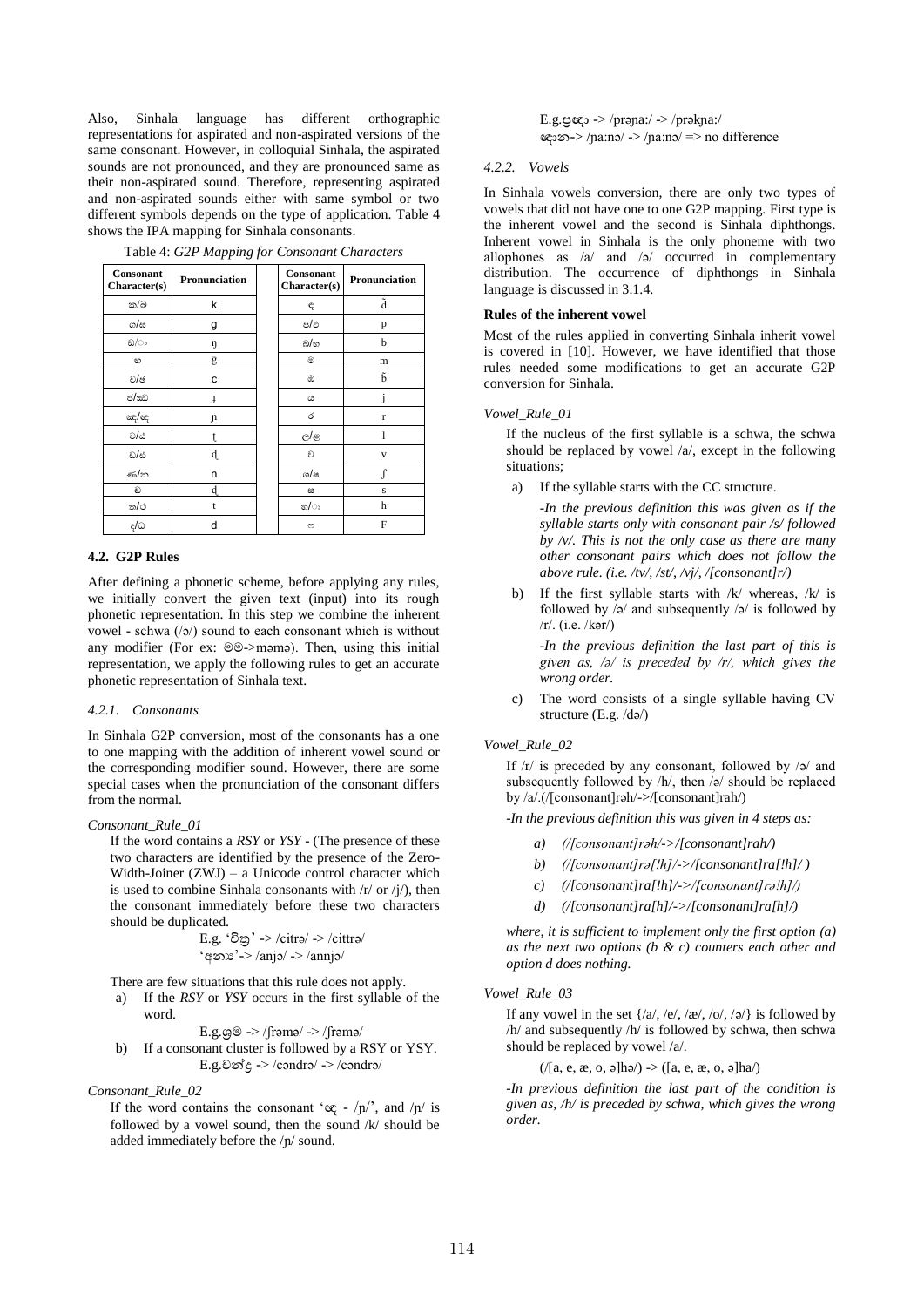Also, Sinhala language has different orthographic representations for aspirated and non-aspirated versions of the same consonant. However, in colloquial Sinhala, the aspirated sounds are not pronounced, and they are pronounced same as their non-aspirated sound. Therefore, representing aspirated and non-aspirated sounds either with same symbol or two different symbols depends on the type of application. Table 4 shows the IPA mapping for Sinhala consonants.

Table 4: *G2P Mapping for Consonant Characters*

| Consonant Character(s) | Pronunciation | | Consonant Character(s) | Pronunciation |
|---|---|---|---|---|
| ක/ඛ | k | | ඳ | ⁿd |
| ග/ඝ | g | | ප/ඵ | p |
| ඞ/ං | ŋ | | බ/භ | b |
| ඟ | ᵑg | | ම | m |
| ච/ඡ | c | | ඹ | ᵐb |
| ජ/ඣ | ɟ | | ය | j |
| ඤ/ඥ | ɲ | | ර | r |
| ට/ඨ | ʈ | | ල/ළ | l |
| ඩ/ඪ | ɖ | | ව | v |
| ණ/න | n | | ශ/ෂ | ʃ |
| ඬ | ⁿɖ | | ස | s |
| ත/ථ | t | | හ/ඃ | h |
| ද/ධ | d | | ෆ | F |

### 4.2. G2P Rules

After defining a phonetic scheme, before applying any rules, we initially convert the given text (input) into its rough phonetic representation. In this step we combine the inherent vowel - schwa (/ə/) sound to each consonant which is without any modifier (For ex: මම->məmə). Then, using this initial representation, we apply the following rules to get an accurate phonetic representation of Sinhala text.

#### *4.2.1. Consonants*

In Sinhala G2P conversion, most of the consonants has a one to one mapping with the addition of inherent vowel sound or the corresponding modifier sound. However, there are some special cases when the pronunciation of the consonant differs from the normal.

*Consonant_Rule_01*

If the word contains a *RSY* or *YSY* - (The presence of these two characters are identified by the presence of the Zero-Width-Joiner (ZWJ) – a Unicode control character which is used to combine Sinhala consonants with /r/ or /j/), then the consonant immediately before these two characters should be duplicated.

E.g. 'චිත්‍ර' -> /citrə/ -> /cittrə/
'අන්‍ය'-> /anjə/ -> /annjə/

There are few situations that this rule does not apply.

a) If the *RSY* or *YSY* occurs in the first syllable of the word.

E.g.ශ්‍රම -> /ʃrəmə/ -> /ʃrəmə/

b) If a consonant cluster is followed by a RSY or YSY.

E.g.චන්ද්‍ර -> /cəndrə/ -> /cəndrə/

*Consonant_Rule_02*

If the word contains the consonant 'ඥ - /ɲ/', and /ɲ/ is followed by a vowel sound, then the sound /k/ should be added immediately before the /ɲ/ sound.

E.g.ප්‍රඥා -> /prəɲa:/ -> /prəkɲa:/
ඤාන-> /ɲa:nə/ -> /ɲa:nə/ => no difference

#### *4.2.2. Vowels*

In Sinhala vowels conversion, there are only two types of vowels that did not have one to one G2P mapping. First type is the inherent vowel and the second is Sinhala diphthongs. Inherent vowel in Sinhala is the only phoneme with two allophones as /a/ and /ə/ occurred in complementary distribution. The occurrence of diphthongs in Sinhala language is discussed in 3.1.4.

**Rules of the inherent vowel**

Most of the rules applied in converting Sinhala inherit vowel is covered in [10]. However, we have identified that those rules needed some modifications to get an accurate G2P conversion for Sinhala.

*Vowel_Rule_01*

If the nucleus of the first syllable is a schwa, the schwa should be replaced by vowel /a/, except in the following situations;

a) If the syllable starts with the CC structure.

*-In the previous definition this was given as if the syllable starts only with consonant pair /s/ followed by /v/. This is not the only case as there are many other consonant pairs which does not follow the above rule. (i.e. /tv/, /st/, /vj/, /[consonant]r/)*

b) If the first syllable starts with /k/ whereas, /k/ is followed by /ə/ and subsequently /ə/ is followed by /r/. (i.e. /kər/)

*-In the previous definition the last part of this is given as, /ə/ is preceded by /r/, which gives the wrong order.*

c) The word consists of a single syllable having CV structure (E.g. /də/)

*Vowel_Rule_02*

If /r/ is preceded by any consonant, followed by /ə/ and subsequently followed by /h/, then /ə/ should be replaced by /a/.(/[consonant]rəh/->/[consonant]rah/)

*-In the previous definition this was given in 4 steps as:*

*a) (/[consonant]rəh/->/[consonant]rah/)*

*b) (/[consonant]rə[!h]/->/[consonant]ra[!h]/ )*

*c) (/[consonant]ra[!h]/->/[consonant]rə[!h]/)*

*d) (/[consonant]ra[h]/->/[consonant]ra[h]/)*

*where, it is sufficient to implement only the first option (a) as the next two options (b & c) counters each other and option d does nothing.*

*Vowel_Rule_03*

If any vowel in the set {/a/, /e/, /æ/, /o/, /ə/} is followed by /h/ and subsequently /h/ is followed by schwa, then schwa should be replaced by vowel /a/.

(/[a, e, æ, o, ə]hə/) -> ([a, e, æ, o, ə]ha/)

*-In previous definition the last part of the condition is given as, /h/ is preceded by schwa, which gives the wrong order.*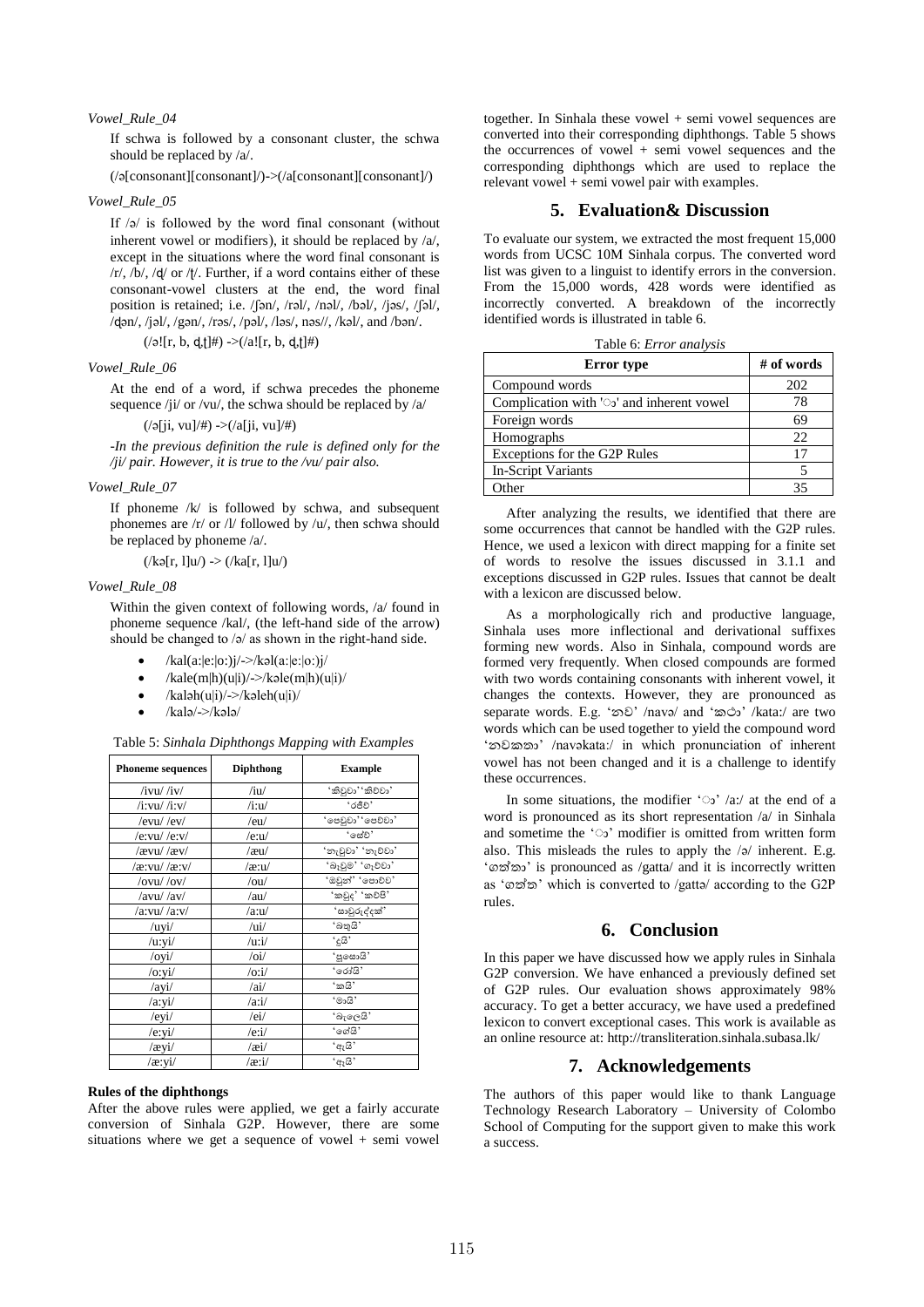*Vowel_Rule_04*

If schwa is followed by a consonant cluster, the schwa should be replaced by /a/.

(/ə[consonant][consonant]/)->(/a[consonant][consonant]/)

*Vowel_Rule_05*

If /ə/ is followed by the word final consonant (without inherent vowel or modifiers), it should be replaced by /a/, except in the situations where the word final consonant is /r/, /b/, /ɖ/ or /ʈ/. Further, if a word contains either of these consonant-vowel clusters at the end, the word final position is retained; i.e. /ʃən/, /rəl/, /nəl/, /bəl/, /jəs/, /ʃəl/, /ʤən/, /jəl/, /gən/, /rəs/, /pəl/, /ləs/, nəs//, /kəl/, and /bən/.

(/ə![r, b, ɖ,ʈ]#) ->(/a![r, b, ɖ,ʈ]#)

*Vowel_Rule_06*

At the end of a word, if schwa precedes the phoneme sequence /ji/ or /vu/, the schwa should be replaced by /a/

(/ə[ji, vu]/#) ->(/a[ji, vu]/#)

*-In the previous definition the rule is defined only for the /ji/ pair. However, it is true to the /vu/ pair also.*

*Vowel_Rule_07*

If phoneme /k/ is followed by schwa, and subsequent phonemes are /r/ or /l/ followed by /u/, then schwa should be replaced by phoneme /a/.

(/kə[r, l]u/) -> (/ka[r, l]u/)

*Vowel_Rule_08*

Within the given context of following words, /a/ found in phoneme sequence /kal/, (the left-hand side of the arrow) should be changed to /ə/ as shown in the right-hand side.

- /kal(aː|eː|oː)j/->/kəl(aː|eː|oː)j/
- /kale(m|h)(u|i)/->/kəle(m|h)(u|i)/
- /kaləh(u|i)/->/kəleh(u|i)/
- /kalə/->/kələ/

Table 5: *Sinhala Diphthongs Mapping with Examples*

| Phoneme sequences | Diphthong | Example |
|---|---|---|
| /ivu/ /iv/ | /iu/ | 'කිවුවා' 'කිව්වා' |
| /iːvu/ /iːv/ | /iːu/ | 'රීව්' |
| /evu/ /ev/ | /eu/ | 'පෙවුවා' 'පෙව්වා' |
| /eːvu/ /eːv/ | /eːu/ | 'සේව්' |
| /ævu/ /æv/ | /æu/ | 'නැවුවා' 'නැව්වා' |
| /æːvu/ /æːv/ | /æːu/ | 'බෑවුම' 'ගෑව්වා' |
| /ovu/ /ov/ | /ou/ | 'ඔවුන්' 'පොව්ව' |
| /avu/ /av/ | /au/ | 'කවුද' 'කව්පි' |
| /aːvu/ /aːv/ | /aːu/ | 'සාවුරුද්දක්' |
| /uyi/ | /ui/ | 'බතුයි' |
| /uːyi/ | /uːi/ | 'දූයි' |
| /oyi/ | /oi/ | 'පුසොයි' |
| /oːyi/ | /oːi/ | 'රෝයි' |
| /ayi/ | /ai/ | 'කයි' |
| /aːyi/ | /aːi/ | 'මායි' |
| /eyi/ | /ei/ | 'බැලෙයි' |
| /eːyi/ | /eːi/ | 'ගේයි' |
| /æyi/ | /æi/ | 'ඇයි' |
| /æːyi/ | /æːi/ | 'ඈයි' |

**Rules of the diphthongs**

After the above rules were applied, we get a fairly accurate conversion of Sinhala G2P. However, there are some situations where we get a sequence of vowel + semi vowel together. In Sinhala these vowel + semi vowel sequences are converted into their corresponding diphthongs. Table 5 shows the occurrences of vowel + semi vowel sequences and the corresponding diphthongs which are used to replace the relevant vowel + semi vowel pair with examples.

## 5. Evaluation& Discussion

To evaluate our system, we extracted the most frequent 15,000 words from UCSC 10M Sinhala corpus. The converted word list was given to a linguist to identify errors in the conversion. From the 15,000 words, 428 words were identified as incorrectly converted. A breakdown of the incorrectly identified words is illustrated in table 6.

Table 6: *Error analysis*

| Error type | # of words |
|---|---|
| Compound words | 202 |
| Complication with 'ා' and inherent vowel | 78 |
| Foreign words | 69 |
| Homographs | 22 |
| Exceptions for the G2P Rules | 17 |
| In-Script Variants | 5 |
| Other | 35 |

After analyzing the results, we identified that there are some occurrences that cannot be handled with the G2P rules. Hence, we used a lexicon with direct mapping for a finite set of words to resolve the issues discussed in 3.1.1 and exceptions discussed in G2P rules. Issues that cannot be dealt with a lexicon are discussed below.

As a morphologically rich and productive language, Sinhala uses more inflectional and derivational suffixes forming new words. Also in Sinhala, compound words are formed very frequently. When closed compounds are formed with two words containing consonants with inherent vowel, it changes the contexts. However, they are pronounced as separate words. E.g. 'නව' /navə/ and 'කථා' /kataː/ are two words which can be used together to yield the compound word 'නවකතා' /navəkataː/ in which pronunciation of inherent vowel has not been changed and it is a challenge to identify these occurrences.

In some situations, the modifier 'ා' /aː/ at the end of a word is pronounced as its short representation /a/ in Sinhala and sometime the 'ා' modifier is omitted from written form also. This misleads the rules to apply the /ə/ inherent. E.g. 'ගත්තා' is pronounced as /gatta/ and it is incorrectly written as 'ගත්ත' which is converted to /gattə/ according to the G2P rules.

## 6. Conclusion

In this paper we have discussed how we apply rules in Sinhala G2P conversion. We have enhanced a previously defined set of G2P rules. Our evaluation shows approximately 98% accuracy. To get a better accuracy, we have used a predefined lexicon to convert exceptional cases. This work is available as an online resource at: http://transliteration.sinhala.subasa.lk/

## 7. Acknowledgements

The authors of this paper would like to thank Language Technology Research Laboratory – University of Colombo School of Computing for the support given to make this work a success.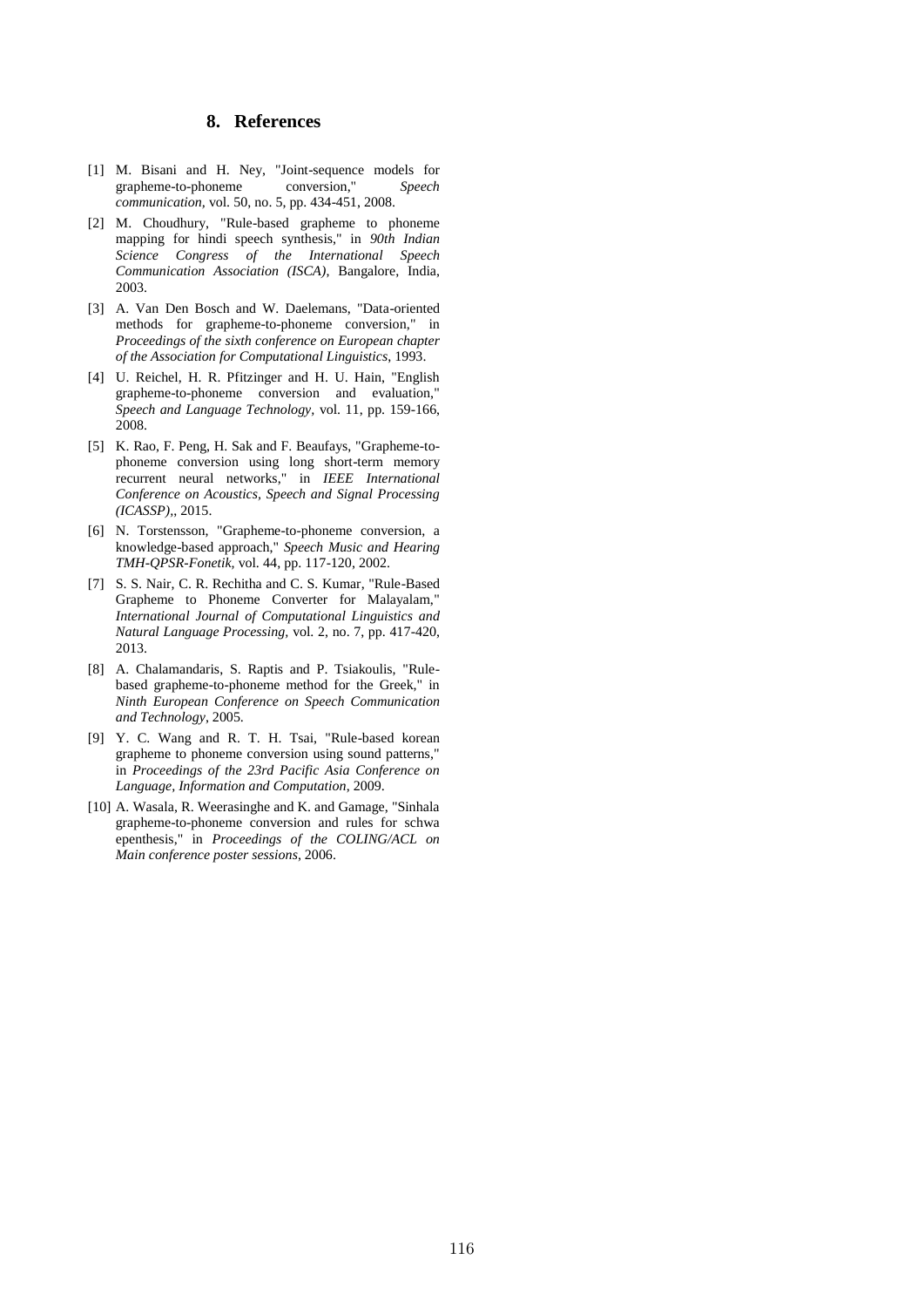## 8. References

[1] M. Bisani and H. Ney, "Joint-sequence models for grapheme-to-phoneme conversion," *Speech communication,* vol. 50, no. 5, pp. 434-451, 2008.

[2] M. Choudhury, "Rule-based grapheme to phoneme mapping for hindi speech synthesis," in *90th Indian Science Congress of the International Speech Communication Association (ISCA),* Bangalore, India, 2003.

[3] A. Van Den Bosch and W. Daelemans, "Data-oriented methods for grapheme-to-phoneme conversion," in *Proceedings of the sixth conference on European chapter of the Association for Computational Linguistics*, 1993.

[4] U. Reichel, H. R. Pfitzinger and H. U. Hain, "English grapheme-to-phoneme conversion and evaluation," *Speech and Language Technology,* vol. 11, pp. 159-166, 2008.

[5] K. Rao, F. Peng, H. Sak and F. Beaufays, "Grapheme-to-phoneme conversion using long short-term memory recurrent neural networks," in *IEEE International Conference on Acoustics, Speech and Signal Processing (ICASSP),*, 2015.

[6] N. Torstensson, "Grapheme-to-phoneme conversion, a knowledge-based approach," *Speech Music and Hearing TMH-QPSR-Fonetik,* vol. 44, pp. 117-120, 2002.

[7] S. S. Nair, C. R. Rechitha and C. S. Kumar, "Rule-Based Grapheme to Phoneme Converter for Malayalam," *International Journal of Computational Linguistics and Natural Language Processing,* vol. 2, no. 7, pp. 417-420, 2013.

[8] A. Chalamandaris, S. Raptis and P. Tsiakoulis, "Rule-based grapheme-to-phoneme method for the Greek," in *Ninth European Conference on Speech Communication and Technology*, 2005.

[9] Y. C. Wang and R. T. H. Tsai, "Rule-based korean grapheme to phoneme conversion using sound patterns," in *Proceedings of the 23rd Pacific Asia Conference on Language, Information and Computation,* 2009.

[10] A. Wasala, R. Weerasinghe and K. and Gamage, "Sinhala grapheme-to-phoneme conversion and rules for schwa epenthesis," in *Proceedings of the COLING/ACL on Main conference poster sessions*, 2006.